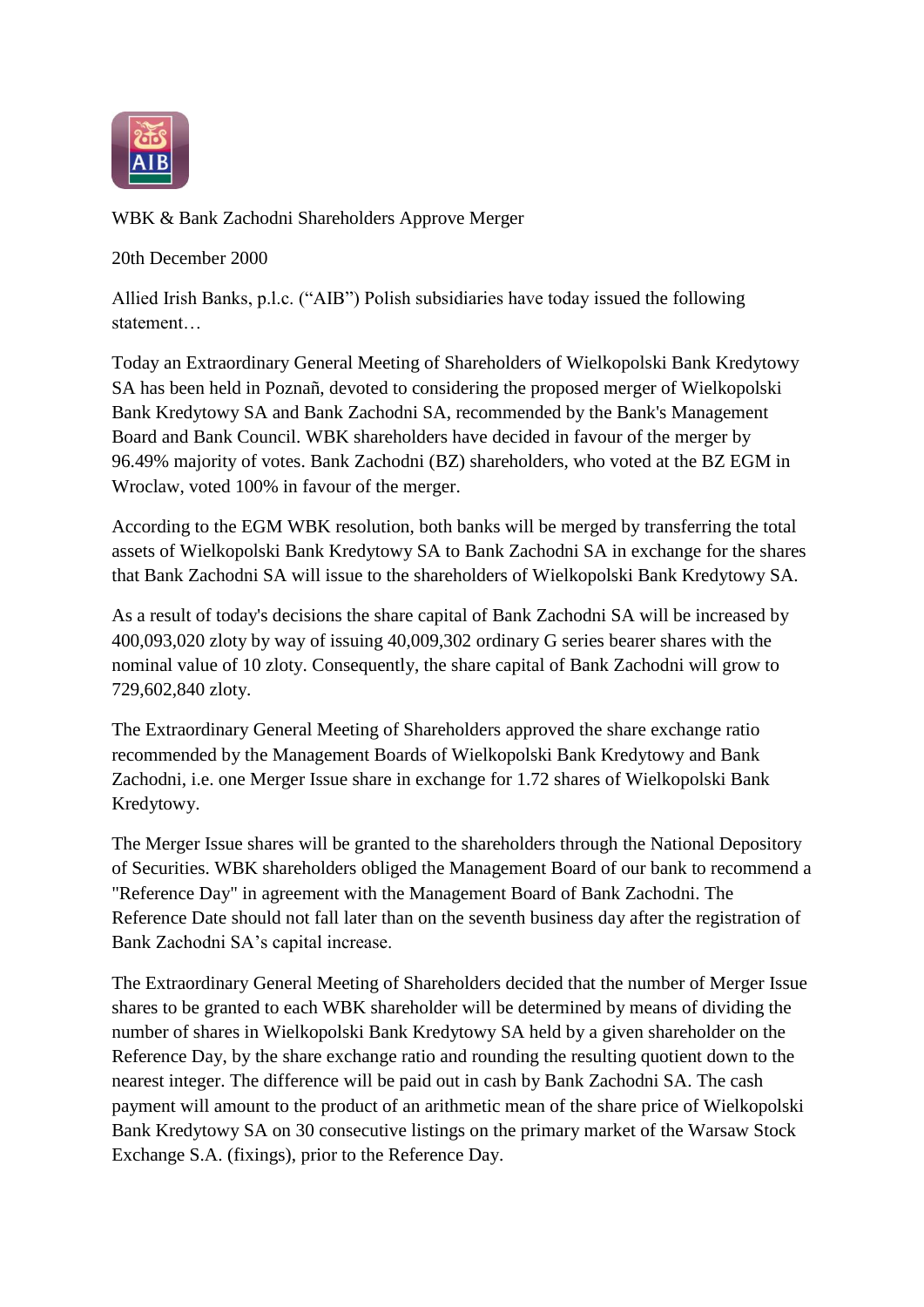WBK & Bank Zachodni Shareholders Approve Merger

20th December 2000

Allied Irish Banks, p.l.c. ("AIB") Polish subsidiaries have today issued the following statement…

Today an Extraordinary General Meeting of Shareholders of Wielkopolski Bank Kredytowy SA has been held in Poznañ, devoted to considering the proposed merger of Wielkopolski Bank Kredytowy SA and Bank Zachodni SA, recommended by the Bank's Management Board and Bank Council. WBK shareholders have decided in favour of the merger by 96.49% majority of votes. Bank Zachodni (BZ) shareholders, who voted at the BZ EGM in Wroclaw, voted 100% in favour of the merger.

According to the EGM WBK resolution, both banks will be merged by transferring the total assets of Wielkopolski Bank Kredytowy SA to Bank Zachodni SA in exchange for the shares that Bank Zachodni SA will issue to the shareholders of Wielkopolski Bank Kredytowy SA.

As a result of today's decisions the share capital of Bank Zachodni SA will be increased by 400,093,020 zloty by way of issuing 40,009,302 ordinary G series bearer shares with the nominal value of 10 zloty. Consequently, the share capital of Bank Zachodni will grow to 729,602,840 zloty.

The Extraordinary General Meeting of Shareholders approved the share exchange ratio recommended by the Management Boards of Wielkopolski Bank Kredytowy and Bank Zachodni, i.e. one Merger Issue share in exchange for 1.72 shares of Wielkopolski Bank Kredytowy.

The Merger Issue shares will be granted to the shareholders through the National Depository of Securities. WBK shareholders obliged the Management Board of our bank to recommend a "Reference Day" in agreement with the Management Board of Bank Zachodni. The Reference Date should not fall later than on the seventh business day after the registration of Bank Zachodni SA's capital increase.

The Extraordinary General Meeting of Shareholders decided that the number of Merger Issue shares to be granted to each WBK shareholder will be determined by means of dividing the number of shares in Wielkopolski Bank Kredytowy SA held by a given shareholder on the Reference Day, by the share exchange ratio and rounding the resulting quotient down to the nearest integer. The difference will be paid out in cash by Bank Zachodni SA. The cash payment will amount to the product of an arithmetic mean of the share price of Wielkopolski Bank Kredytowy SA on 30 consecutive listings on the primary market of the Warsaw Stock Exchange S.A. (fixings), prior to the Reference Day.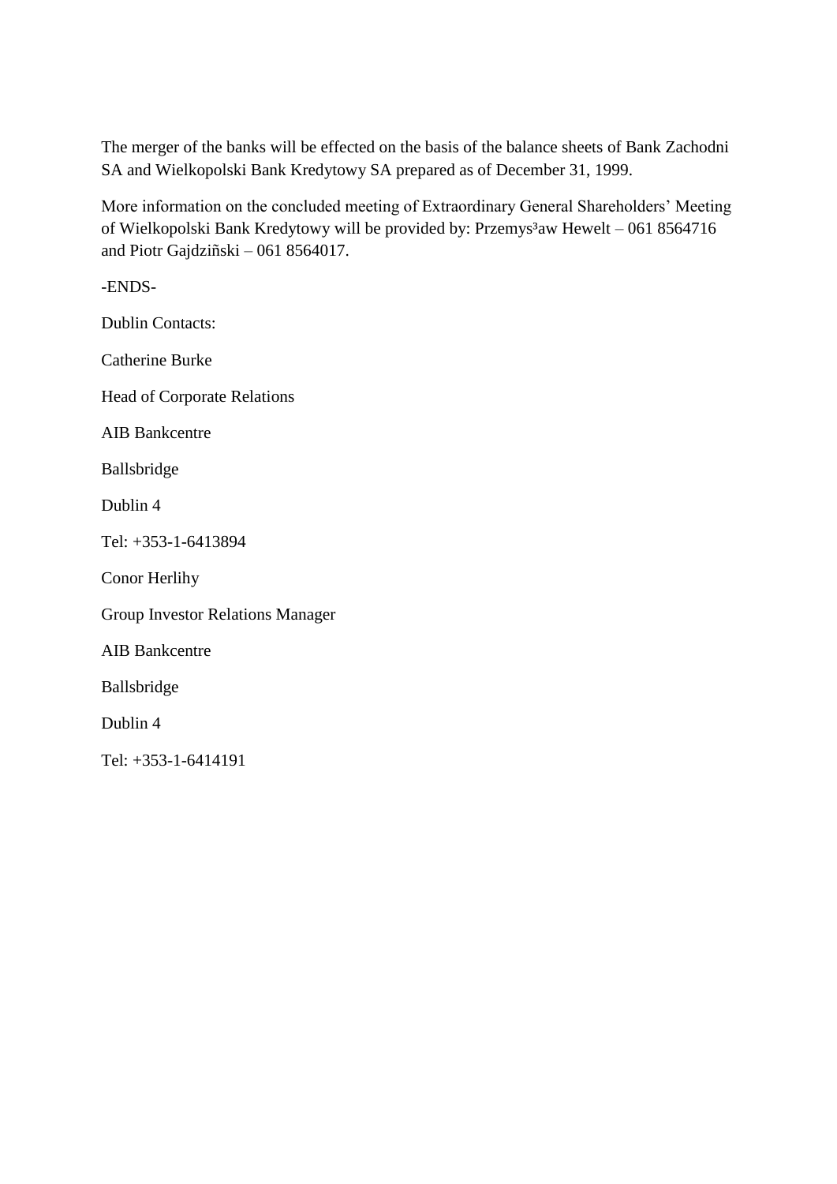The merger of the banks will be effected on the basis of the balance sheets of Bank Zachodni SA and Wielkopolski Bank Kredytowy SA prepared as of December 31, 1999.

More information on the concluded meeting of Extraordinary General Shareholders' Meeting of Wielkopolski Bank Kredytowy will be provided by: Przemys³aw Hewelt – 061 8564716 and Piotr Gajdziñski – 061 8564017.

-ENDS-

Dublin Contacts:

Catherine Burke

Head of Corporate Relations

AIB Bankcentre

Ballsbridge

Dublin 4

Tel: +353-1-6413894

Conor Herlihy

Group Investor Relations Manager

AIB Bankcentre

Ballsbridge

Dublin 4

Tel: +353-1-6414191